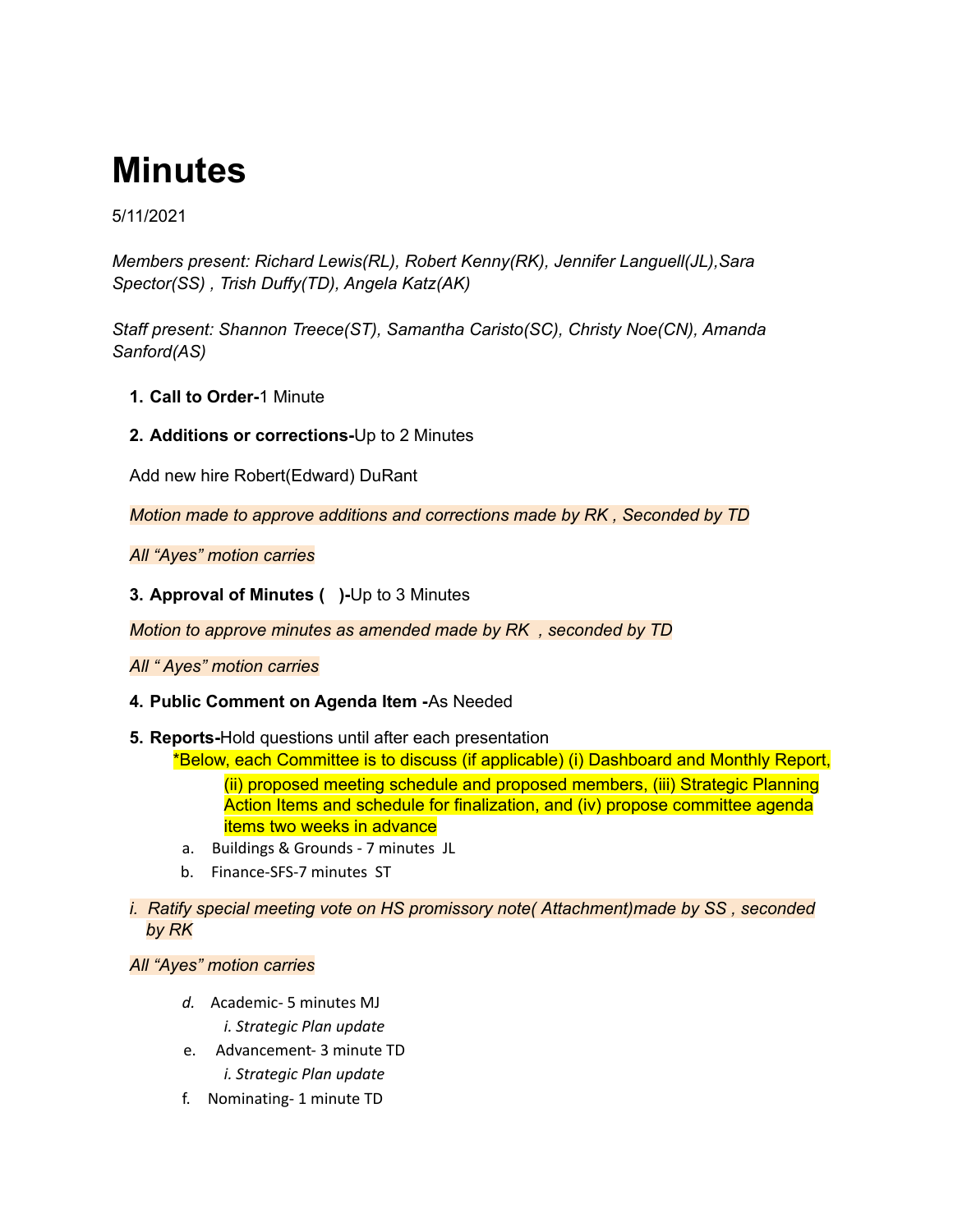# Minutes

5/11/2021

*Members present: Richard Lewis(RL), Robert Kenny(RK), Jennifer Languell(JL),Sara Spector(SS) , Trish Duffy(TD), Angela Katz(AK)*

*Staff present: Shannon Treece(ST), Samantha Caristo(SC), Christy Noe(CN), Amanda Sanford(AS)*

1. **Call to Order-**1 Minute
2. **Additions or corrections-**Up to 2 Minutes

   Add new hire Robert(Edward) DuRant

   *Motion made to approve additions and corrections made by RK , Seconded by TD*

   *All "Ayes" motion carries*

3. **Approval of Minutes (   )-**Up to 3 Minutes

   *Motion to approve minutes as amended made by RK  , seconded by TD*

   *All " Ayes" motion carries*

4. **Public Comment on Agenda Item -**As Needed
5. **Reports-**Hold questions until after each presentation

   *Below, each Committee is to discuss (if applicable) (i) Dashboard and Monthly Report, (ii) proposed meeting schedule and proposed members, (iii) Strategic Planning Action Items and schedule for finalization, and (iv) propose committee agenda items two weeks in advance

   a. Buildings & Grounds - 7 minutes  JL
   b. Finance-SFS-7 minutes  ST

*i. Ratify special meeting vote on HS promissory note( Attachment)made by SS , seconded by RK*

*All "Ayes" motion carries*

   *d.* Academic- 5 minutes MJ
      *i. Strategic Plan update*
   e. Advancement- 3 minute TD
      *i. Strategic Plan update*
   f. Nominating- 1 minute TD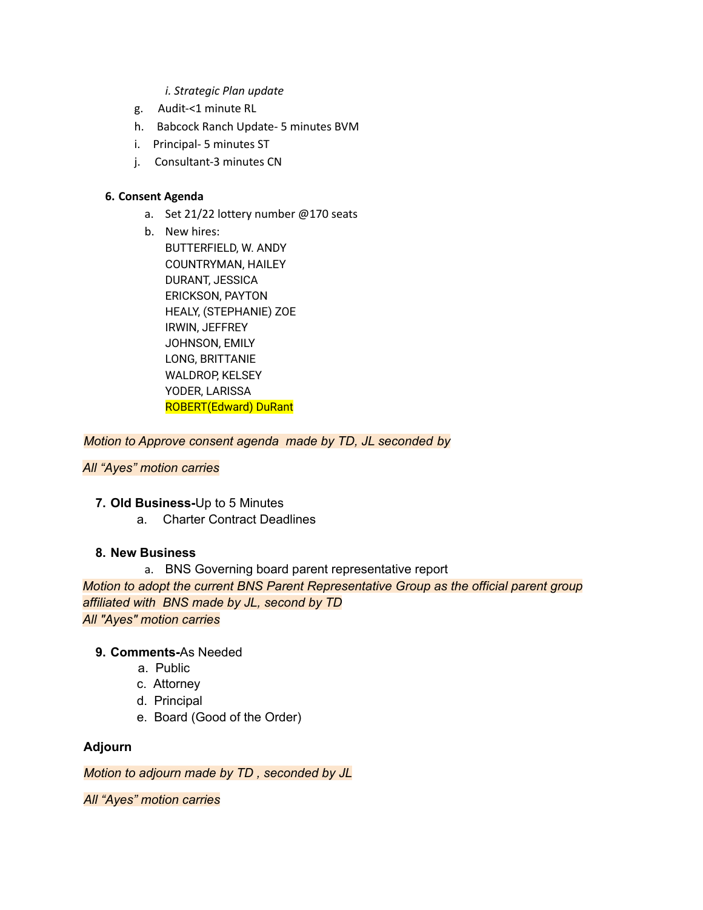i. *Strategic Plan update*

g. Audit-<1 minute RL

h. Babcock Ranch Update- 5 minutes BVM

i. Principal- 5 minutes ST

j. Consultant-3 minutes CN

**6. Consent Agenda**

a. Set 21/22 lottery number @170 seats

b. New hires:
BUTTERFIELD, W. ANDY
COUNTRYMAN, HAILEY
DURANT, JESSICA
ERICKSON, PAYTON
HEALY, (STEPHANIE) ZOE
IRWIN, JEFFREY
JOHNSON, EMILY
LONG, BRITTANIE
WALDROP, KELSEY
YODER, LARISSA
ROBERT(Edward) DuRant

*Motion to Approve consent agenda made by TD, JL seconded by*

*All "Ayes" motion carries*

**7. Old Business-**Up to 5 Minutes

a. Charter Contract Deadlines

**8. New Business**

a. BNS Governing board parent representative report

*Motion to adopt the current BNS Parent Representative Group as the official parent group affiliated with BNS made by JL, second by TD*
*All "Ayes" motion carries*

**9. Comments-**As Needed

a. Public

c. Attorney

d. Principal

e. Board (Good of the Order)

**Adjourn**

*Motion to adjourn made by TD , seconded by JL*

*All "Ayes" motion carries*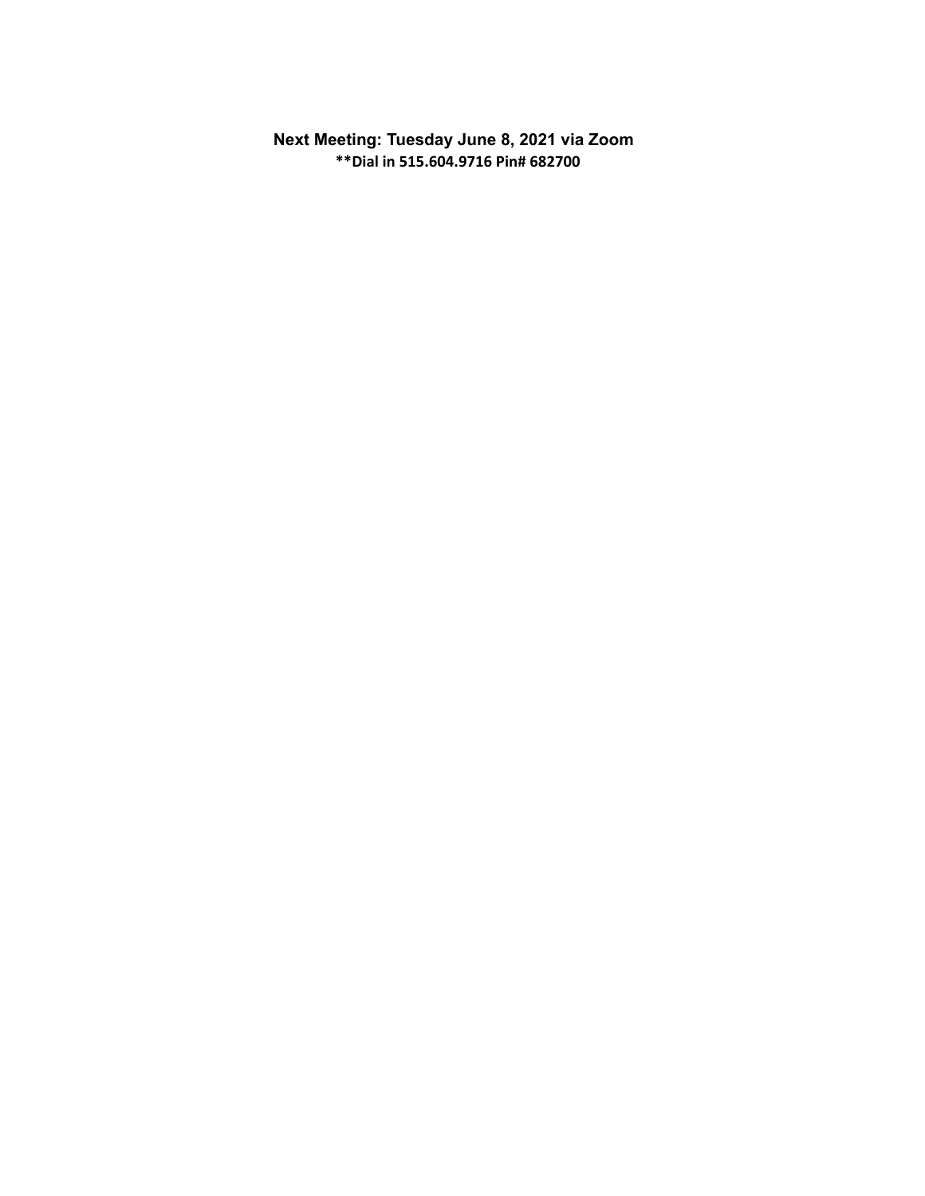**Next Meeting: Tuesday June 8, 2021 via Zoom**

**\*\*Dial in 515.604.9716 Pin# 682700**